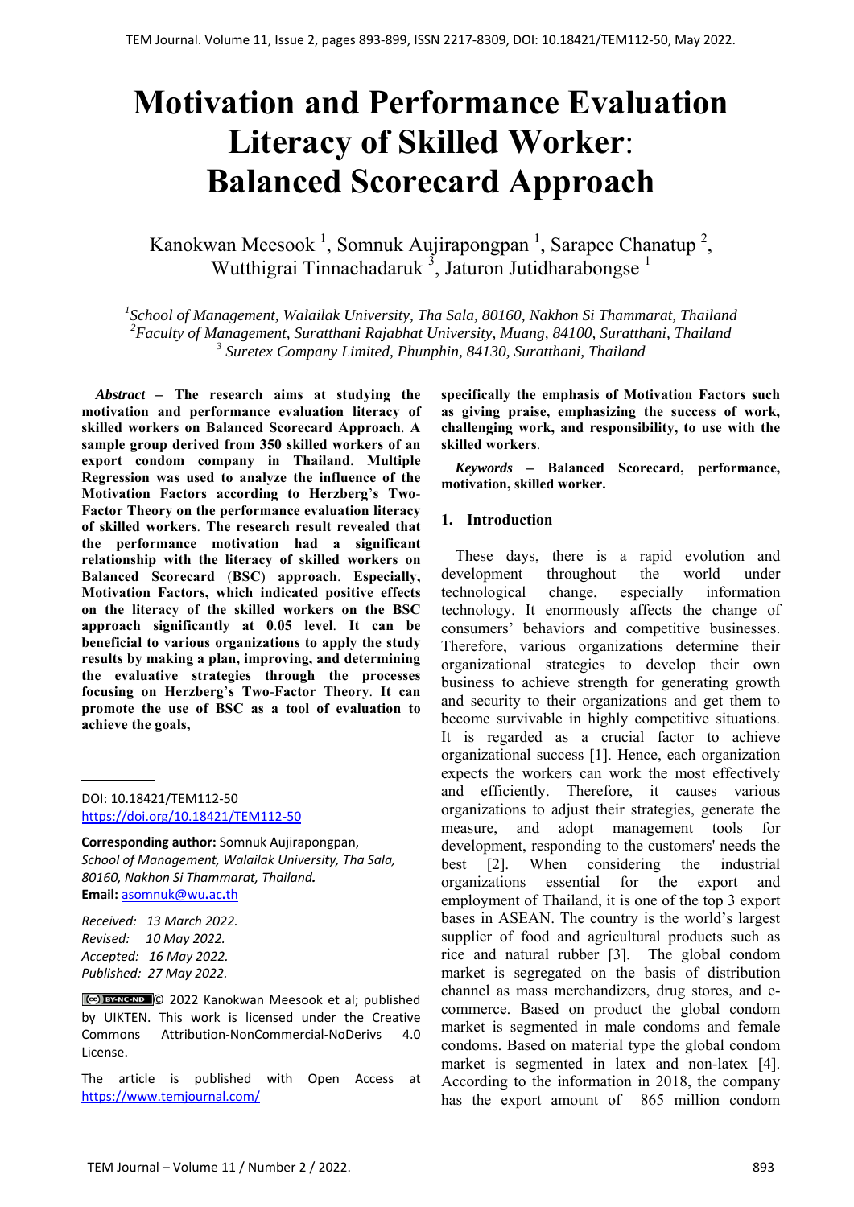# Motivation and Performance Evaluation Literacy of Skilled Worker: Balanced Scorecard Approach

Kanokwan Meesook [1], Somnuk Aujirapongpan [1], Sarapee Chanatup [2], Wutthigrai Tinnachadaruk [3], Jaturon Jutidharabongse [1]

[1]*School of Management, Walailak University, Tha Sala, 80160, Nakhon Si Thammarat, Thailand*
[2]*Faculty of Management, Suratthani Rajabhat University, Muang, 84100, Suratthani, Thailand*
[3] *Suretex Company Limited, Phunphin, 84130, Suratthani, Thailand*

***Abstract* – The research aims at studying the motivation and performance evaluation literacy of skilled workers on Balanced Scorecard Approach. A sample group derived from 350 skilled workers of an export condom company in Thailand. Multiple Regression was used to analyze the influence of the Motivation Factors according to Herzberg's Two-Factor Theory on the performance evaluation literacy of skilled workers. The research result revealed that the performance motivation had a significant relationship with the literacy of skilled workers on Balanced Scorecard (BSC) approach. Especially, Motivation Factors, which indicated positive effects on the literacy of the skilled workers on the BSC approach significantly at 0.05 level. It can be beneficial to various organizations to apply the study results by making a plan, improving, and determining the evaluative strategies through the processes focusing on Herzberg's Two-Factor Theory. It can promote the use of BSC as a tool of evaluation to achieve the goals, specifically the emphasis of Motivation Factors such as giving praise, emphasizing the success of work, challenging work, and responsibility, to use with the skilled workers.**

***Keywords* – Balanced Scorecard, performance, motivation, skilled worker.**

DOI: 10.18421/TEM112-50
https://doi.org/10.18421/TEM112-50

**Corresponding author:** Somnuk Aujirapongpan,
*School of Management, Walailak University, Tha Sala, 80160, Nakhon Si Thammarat, Thailand.*
**Email:** asomnuk@wu.ac.th

*Received: 13 March 2022.*
*Revised: 10 May 2022.*
*Accepted: 16 May 2022.*
*Published: 27 May 2022.*

© 2022 Kanokwan Meesook et al; published by UIKTEN. This work is licensed under the Creative Commons Attribution-NonCommercial-NoDerivs 4.0 License.

The article is published with Open Access at https://www.temjournal.com/

## 1. Introduction

These days, there is a rapid evolution and development throughout the world under technological change, especially information technology. It enormously affects the change of consumers' behaviors and competitive businesses. Therefore, various organizations determine their organizational strategies to develop their own business to achieve strength for generating growth and security to their organizations and get them to become survivable in highly competitive situations. It is regarded as a crucial factor to achieve organizational success [1]. Hence, each organization expects the workers can work the most effectively and efficiently. Therefore, it causes various organizations to adjust their strategies, generate the measure, and adopt management tools for development, responding to the customers' needs the best [2]. When considering the industrial organizations essential for the export and employment of Thailand, it is one of the top 3 export bases in ASEAN. The country is the world's largest supplier of food and agricultural products such as rice and natural rubber [3]. The global condom market is segregated on the basis of distribution channel as mass merchandizers, drug stores, and e-commerce. Based on product the global condom market is segmented in male condoms and female condoms. Based on material type the global condom market is segmented in latex and non-latex [4]. According to the information in 2018, the company has the export amount of 865 million condom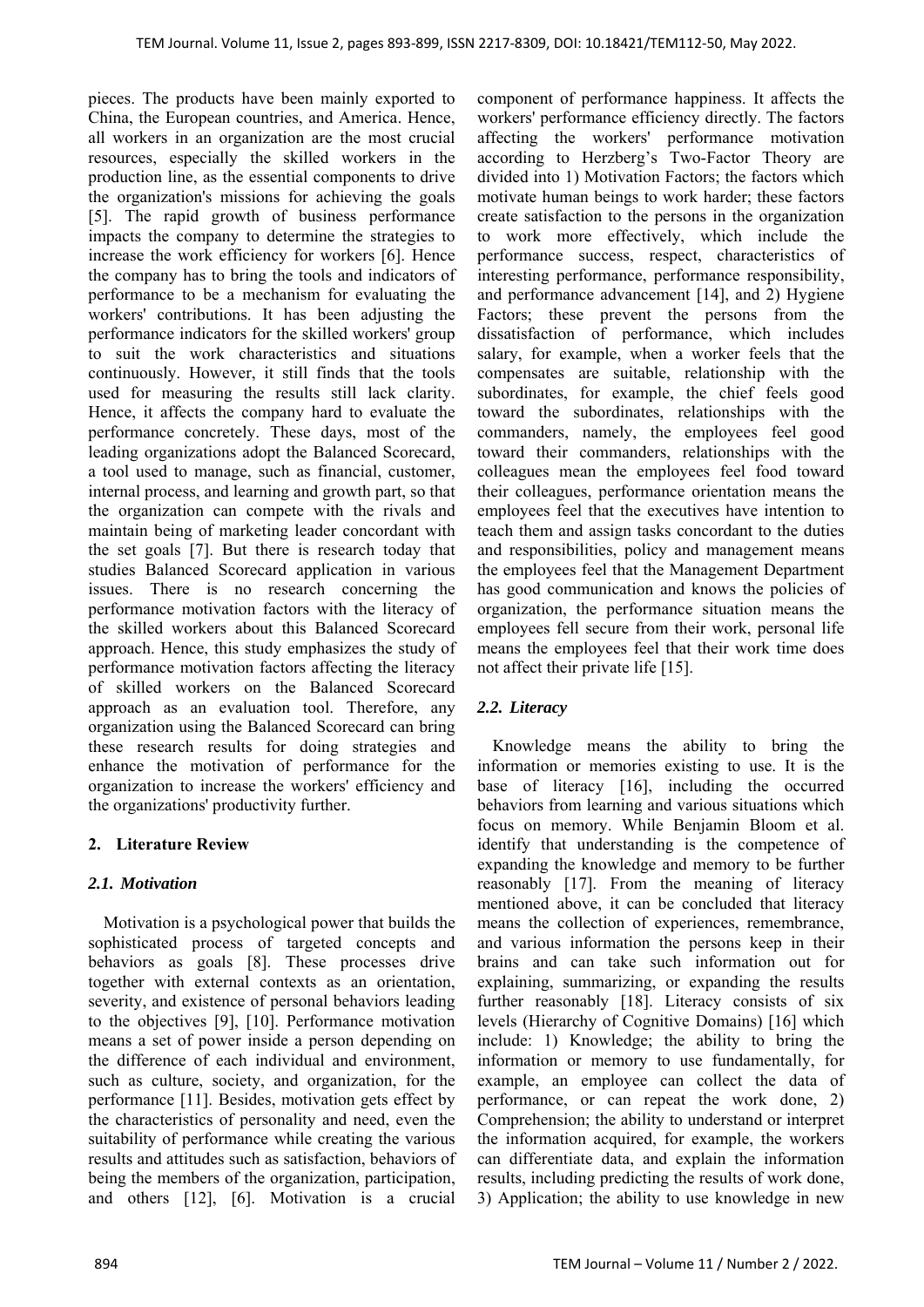pieces. The products have been mainly exported to China, the European countries, and America. Hence, all workers in an organization are the most crucial resources, especially the skilled workers in the production line, as the essential components to drive the organization's missions for achieving the goals [5]. The rapid growth of business performance impacts the company to determine the strategies to increase the work efficiency for workers [6]. Hence the company has to bring the tools and indicators of performance to be a mechanism for evaluating the workers' contributions. It has been adjusting the performance indicators for the skilled workers' group to suit the work characteristics and situations continuously. However, it still finds that the tools used for measuring the results still lack clarity. Hence, it affects the company hard to evaluate the performance concretely. These days, most of the leading organizations adopt the Balanced Scorecard, a tool used to manage, such as financial, customer, internal process, and learning and growth part, so that the organization can compete with the rivals and maintain being of marketing leader concordant with the set goals [7]. But there is research today that studies Balanced Scorecard application in various issues. There is no research concerning the performance motivation factors with the literacy of the skilled workers about this Balanced Scorecard approach. Hence, this study emphasizes the study of performance motivation factors affecting the literacy of skilled workers on the Balanced Scorecard approach as an evaluation tool. Therefore, any organization using the Balanced Scorecard can bring these research results for doing strategies and enhance the motivation of performance for the organization to increase the workers' efficiency and the organizations' productivity further.

## 2. Literature Review

### *2.1. Motivation*

Motivation is a psychological power that builds the sophisticated process of targeted concepts and behaviors as goals [8]. These processes drive together with external contexts as an orientation, severity, and existence of personal behaviors leading to the objectives [9], [10]. Performance motivation means a set of power inside a person depending on the difference of each individual and environment, such as culture, society, and organization, for the performance [11]. Besides, motivation gets effect by the characteristics of personality and need, even the suitability of performance while creating the various results and attitudes such as satisfaction, behaviors of being the members of the organization, participation, and others [12], [6]. Motivation is a crucial component of performance happiness. It affects the workers' performance efficiency directly. The factors affecting the workers' performance motivation according to Herzberg's Two-Factor Theory are divided into 1) Motivation Factors; the factors which motivate human beings to work harder; these factors create satisfaction to the persons in the organization to work more effectively, which include the performance success, respect, characteristics of interesting performance, performance responsibility, and performance advancement [14], and 2) Hygiene Factors; these prevent the persons from the dissatisfaction of performance, which includes salary, for example, when a worker feels that the compensates are suitable, relationship with the subordinates, for example, the chief feels good toward the subordinates, relationships with the commanders, namely, the employees feel good toward their commanders, relationships with the colleagues mean the employees feel food toward their colleagues, performance orientation means the employees feel that the executives have intention to teach them and assign tasks concordant to the duties and responsibilities, policy and management means the employees feel that the Management Department has good communication and knows the policies of organization, the performance situation means the employees fell secure from their work, personal life means the employees feel that their work time does not affect their private life [15].

### *2.2. Literacy*

Knowledge means the ability to bring the information or memories existing to use. It is the base of literacy [16], including the occurred behaviors from learning and various situations which focus on memory. While Benjamin Bloom et al. identify that understanding is the competence of expanding the knowledge and memory to be further reasonably [17]. From the meaning of literacy mentioned above, it can be concluded that literacy means the collection of experiences, remembrance, and various information the persons keep in their brains and can take such information out for explaining, summarizing, or expanding the results further reasonably [18]. Literacy consists of six levels (Hierarchy of Cognitive Domains) [16] which include: 1) Knowledge; the ability to bring the information or memory to use fundamentally, for example, an employee can collect the data of performance, or can repeat the work done, 2) Comprehension; the ability to understand or interpret the information acquired, for example, the workers can differentiate data, and explain the information results, including predicting the results of work done, 3) Application; the ability to use knowledge in new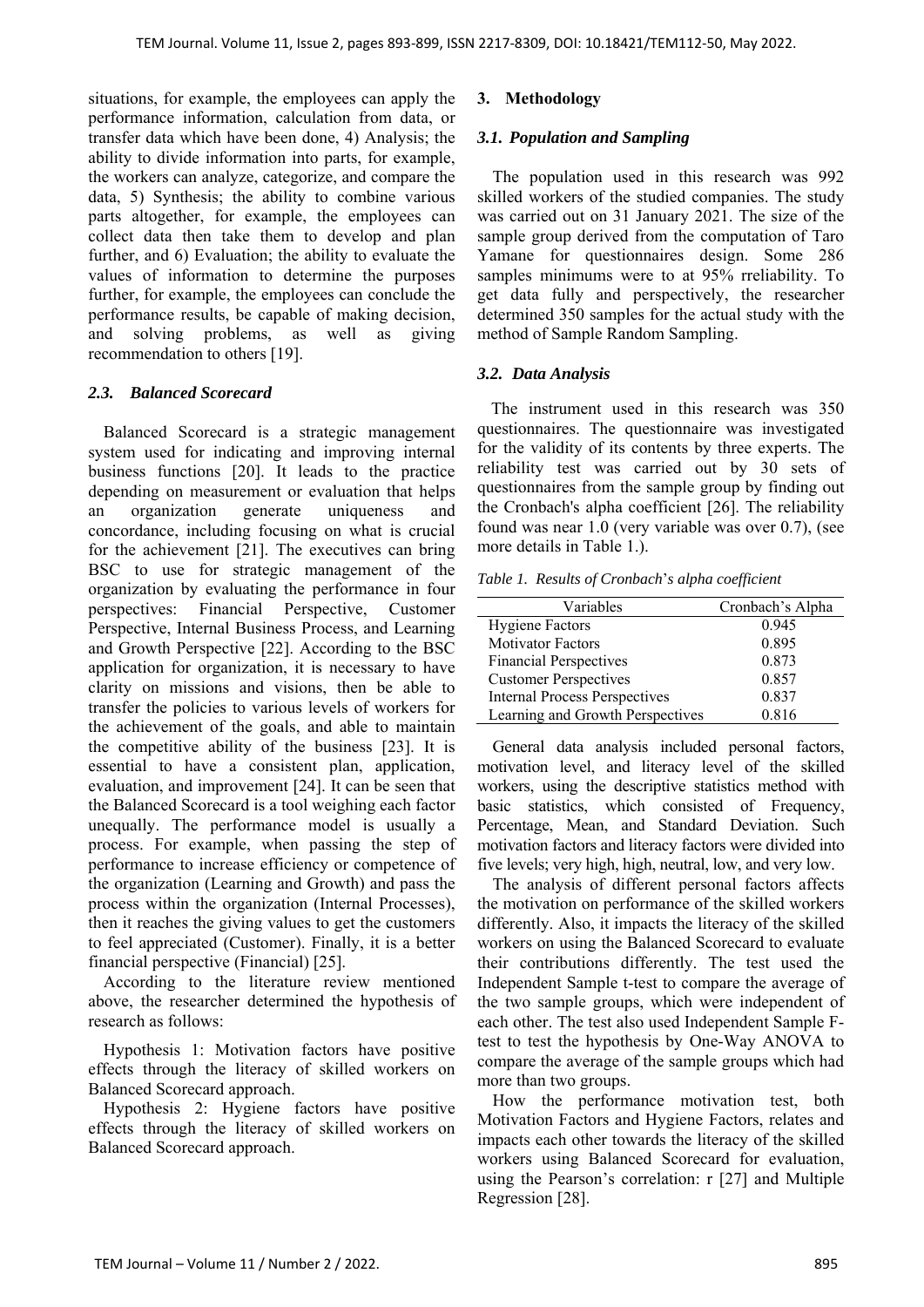situations, for example, the employees can apply the performance information, calculation from data, or transfer data which have been done, 4) Analysis; the ability to divide information into parts, for example, the workers can analyze, categorize, and compare the data, 5) Synthesis; the ability to combine various parts altogether, for example, the employees can collect data then take them to develop and plan further, and 6) Evaluation; the ability to evaluate the values of information to determine the purposes further, for example, the employees can conclude the performance results, be capable of making decision, and solving problems, as well as giving recommendation to others [19].

### *2.3. Balanced Scorecard*

Balanced Scorecard is a strategic management system used for indicating and improving internal business functions [20]. It leads to the practice depending on measurement or evaluation that helps an organization generate uniqueness and concordance, including focusing on what is crucial for the achievement [21]. The executives can bring BSC to use for strategic management of the organization by evaluating the performance in four perspectives: Financial Perspective, Customer Perspective, Internal Business Process, and Learning and Growth Perspective [22]. According to the BSC application for organization, it is necessary to have clarity on missions and visions, then be able to transfer the policies to various levels of workers for the achievement of the goals, and able to maintain the competitive ability of the business [23]. It is essential to have a consistent plan, application, evaluation, and improvement [24]. It can be seen that the Balanced Scorecard is a tool weighing each factor unequally. The performance model is usually a process. For example, when passing the step of performance to increase efficiency or competence of the organization (Learning and Growth) and pass the process within the organization (Internal Processes), then it reaches the giving values to get the customers to feel appreciated (Customer). Finally, it is a better financial perspective (Financial) [25].

According to the literature review mentioned above, the researcher determined the hypothesis of research as follows:

Hypothesis 1: Motivation factors have positive effects through the literacy of skilled workers on Balanced Scorecard approach.

Hypothesis 2: Hygiene factors have positive effects through the literacy of skilled workers on Balanced Scorecard approach.

## 3. Methodology

### *3.1. Population and Sampling*

The population used in this research was 992 skilled workers of the studied companies. The study was carried out on 31 January 2021. The size of the sample group derived from the computation of Taro Yamane for questionnaires design. Some 286 samples minimums were to at 95% rreliability. To get data fully and perspectively, the researcher determined 350 samples for the actual study with the method of Sample Random Sampling.

### *3.2. Data Analysis*

The instrument used in this research was 350 questionnaires. The questionnaire was investigated for the validity of its contents by three experts. The reliability test was carried out by 30 sets of questionnaires from the sample group by finding out the Cronbach's alpha coefficient [26]. The reliability found was near 1.0 (very variable was over 0.7), (see more details in Table 1.).

*Table 1. Results of Cronbach's alpha coefficient*

| Variables | Cronbach's Alpha |
|---|---|
| Hygiene Factors | 0.945 |
| Motivator Factors | 0.895 |
| Financial Perspectives | 0.873 |
| Customer Perspectives | 0.857 |
| Internal Process Perspectives | 0.837 |
| Learning and Growth Perspectives | 0.816 |

General data analysis included personal factors, motivation level, and literacy level of the skilled workers, using the descriptive statistics method with basic statistics, which consisted of Frequency, Percentage, Mean, and Standard Deviation. Such motivation factors and literacy factors were divided into five levels; very high, high, neutral, low, and very low.

The analysis of different personal factors affects the motivation on performance of the skilled workers differently. Also, it impacts the literacy of the skilled workers on using the Balanced Scorecard to evaluate their contributions differently. The test used the Independent Sample t-test to compare the average of the two sample groups, which were independent of each other. The test also used Independent Sample F-test to test the hypothesis by One-Way ANOVA to compare the average of the sample groups which had more than two groups.

How the performance motivation test, both Motivation Factors and Hygiene Factors, relates and impacts each other towards the literacy of the skilled workers using Balanced Scorecard for evaluation, using the Pearson's correlation: r [27] and Multiple Regression [28].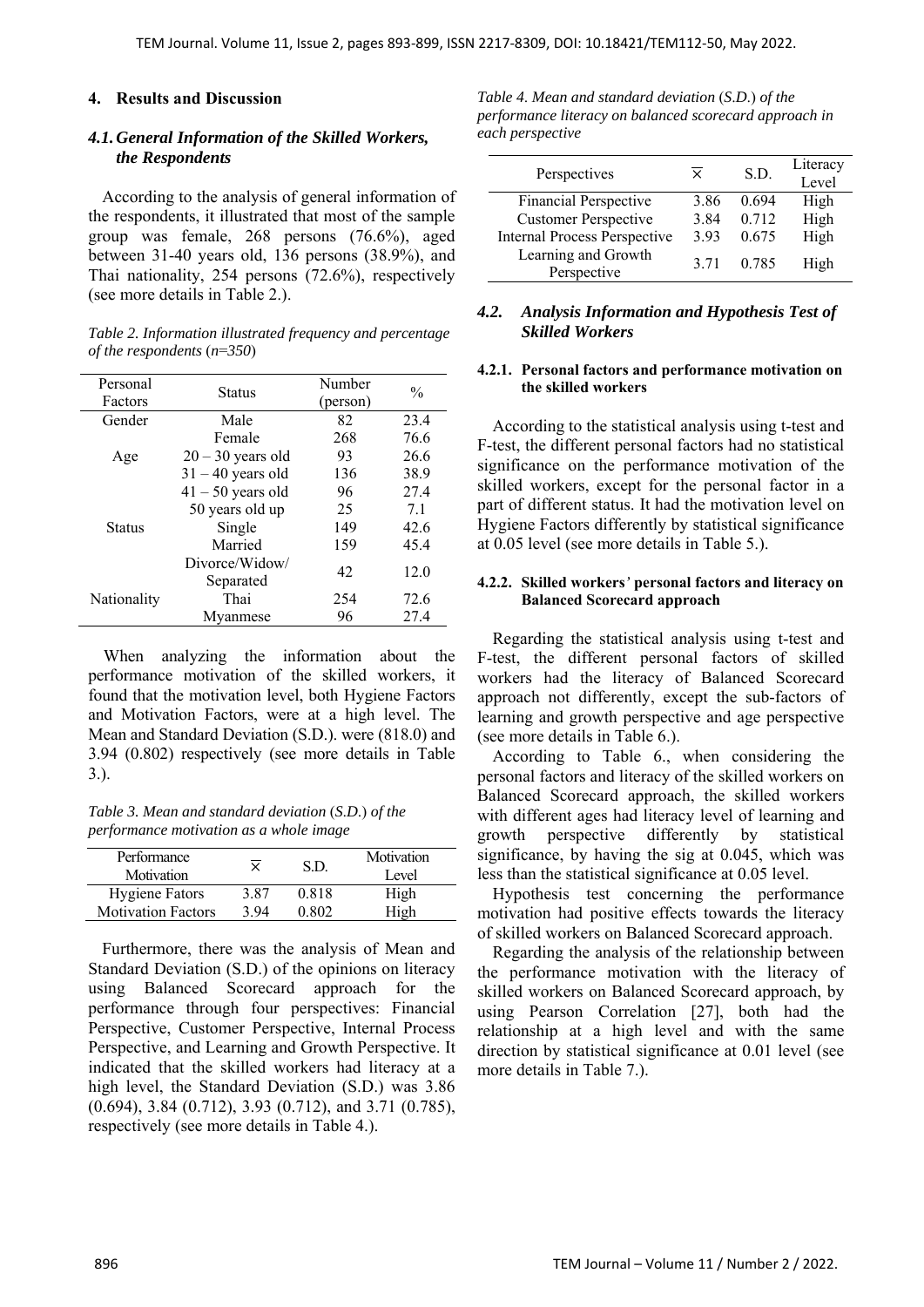## 4. Results and Discussion

### *4.1. General Information of the Skilled Workers, the Respondents*

According to the analysis of general information of the respondents, it illustrated that most of the sample group was female, 268 persons (76.6%), aged between 31-40 years old, 136 persons (38.9%), and Thai nationality, 254 persons (72.6%), respectively (see more details in Table 2.).

*Table 2. Information illustrated frequency and percentage of the respondents (n=350)*

| Personal Factors | Status | Number (person) | % |
|---|---|---|---|
| Gender | Male | 82 | 23.4 |
| | Female | 268 | 76.6 |
| Age | 20 – 30 years old | 93 | 26.6 |
| | 31 – 40 years old | 136 | 38.9 |
| | 41 – 50 years old | 96 | 27.4 |
| | 50 years old up | 25 | 7.1 |
| Status | Single | 149 | 42.6 |
| | Married | 159 | 45.4 |
| | Divorce/Widow/ Separated | 42 | 12.0 |
| Nationality | Thai | 254 | 72.6 |
| | Myanmese | 96 | 27.4 |

When analyzing the information about the performance motivation of the skilled workers, it found that the motivation level, both Hygiene Factors and Motivation Factors, were at a high level. The Mean and Standard Deviation (S.D.) were (818.0) and 3.94 (0.802) respectively (see more details in Table 3.).

*Table 3. Mean and standard deviation (S.D.) of the performance motivation as a whole image*

| Performance Motivation | $\overline{X}$ | S.D. | Motivation Level |
|---|---|---|---|
| Hygiene Fators | 3.87 | 0.818 | High |
| Motivation Factors | 3.94 | 0.802 | High |

Furthermore, there was the analysis of Mean and Standard Deviation (S.D.) of the opinions on literacy using Balanced Scorecard approach for the performance through four perspectives: Financial Perspective, Customer Perspective, Internal Process Perspective, and Learning and Growth Perspective. It indicated that the skilled workers had literacy at a high level, the Standard Deviation (S.D.) was 3.86 (0.694), 3.84 (0.712), 3.93 (0.712), and 3.71 (0.785), respectively (see more details in Table 4.).

*Table 4. Mean and standard deviation (S.D.) of the performance literacy on balanced scorecard approach in each perspective*

| Perspectives | $\overline{X}$ | S.D. | Literacy Level |
|---|---|---|---|
| Financial Perspective | 3.86 | 0.694 | High |
| Customer Perspective | 3.84 | 0.712 | High |
| Internal Process Perspective | 3.93 | 0.675 | High |
| Learning and Growth Perspective | 3.71 | 0.785 | High |

### *4.2. Analysis Information and Hypothesis Test of Skilled Workers*

#### 4.2.1. Personal factors and performance motivation on the skilled workers

According to the statistical analysis using t-test and F-test, the different personal factors had no statistical significance on the performance motivation of the skilled workers, except for the personal factor in a part of different status. It had the motivation level on Hygiene Factors differently by statistical significance at 0.05 level (see more details in Table 5.).

#### 4.2.2. Skilled workers' personal factors and literacy on Balanced Scorecard approach

Regarding the statistical analysis using t-test and F-test, the different personal factors of skilled workers had the literacy of Balanced Scorecard approach not differently, except the sub-factors of learning and growth perspective and age perspective (see more details in Table 6.).

According to Table 6., when considering the personal factors and literacy of the skilled workers on Balanced Scorecard approach, the skilled workers with different ages had literacy level of learning and growth perspective differently by statistical significance, by having the sig at 0.045, which was less than the statistical significance at 0.05 level.

Hypothesis test concerning the performance motivation had positive effects towards the literacy of skilled workers on Balanced Scorecard approach.

Regarding the analysis of the relationship between the performance motivation with the literacy of skilled workers on Balanced Scorecard approach, by using Pearson Correlation [27], both had the relationship at a high level and with the same direction by statistical significance at 0.01 level (see more details in Table 7.).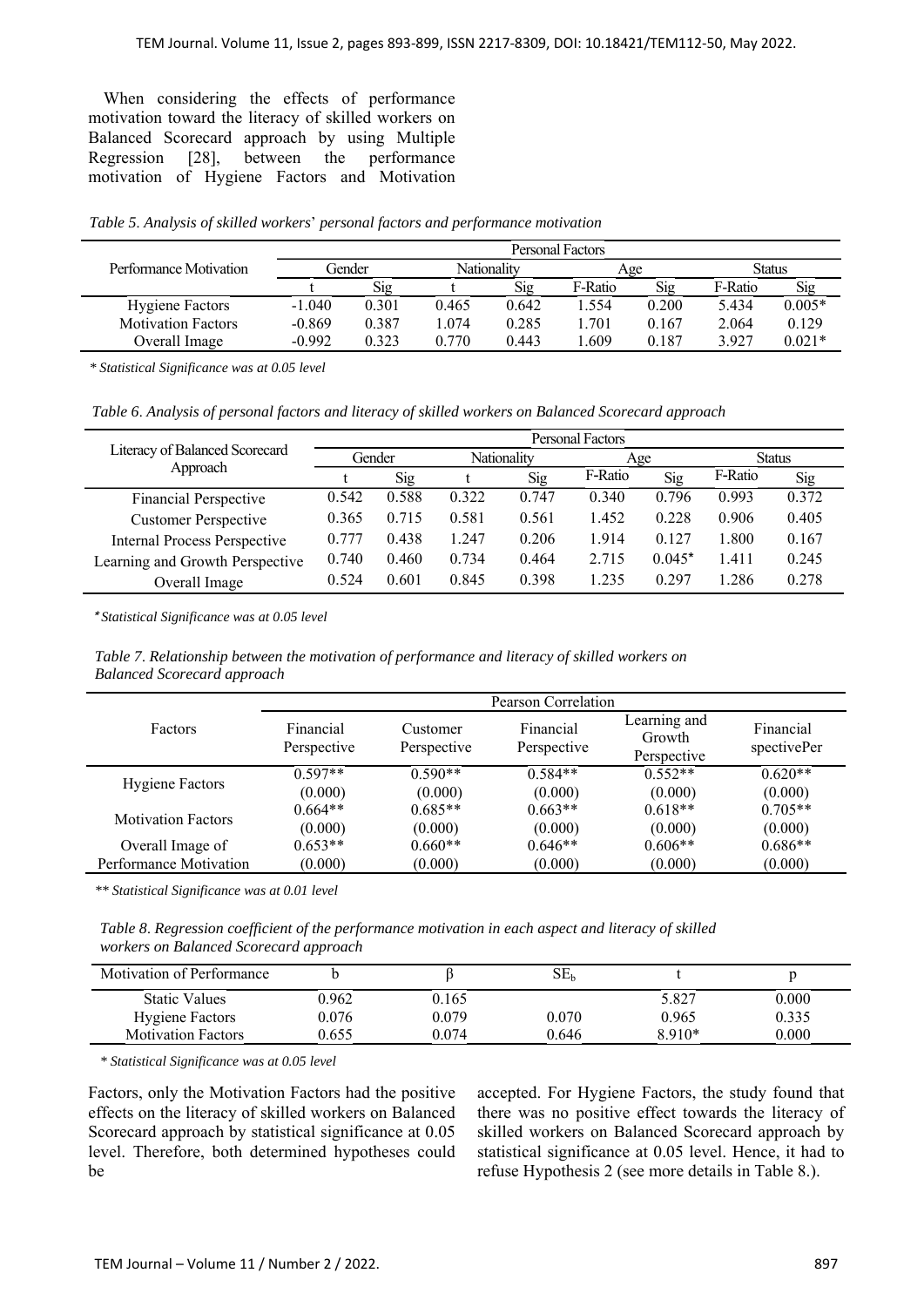When considering the effects of performance motivation toward the literacy of skilled workers on Balanced Scorecard approach by using Multiple Regression [28], between the performance motivation of Hygiene Factors and Motivation Factors, only the Motivation Factors had the positive effects on the literacy of skilled workers on Balanced Scorecard approach by statistical significance at 0.05 level. Therefore, both determined hypotheses could be accepted. For Hygiene Factors, the study found that there was no positive effect towards the literacy of skilled workers on Balanced Scorecard approach by statistical significance at 0.05 level. Hence, it had to refuse Hypothesis 2 (see more details in Table 8.).

*Table 5. Analysis of skilled workers' personal factors and performance motivation*

| Performance Motivation | Personal Factors | | | | | | | |
|---|---|---|---|---|---|---|---|---|
| | Gender | | Nationality | | Age | | Status | |
| | t | Sig | t | Sig | F-Ratio | Sig | F-Ratio | Sig |
| Hygiene Factors | -1.040 | 0.301 | 0.465 | 0.642 | 1.554 | 0.200 | 5.434 | 0.005* |
| Motivation Factors | -0.869 | 0.387 | 1.074 | 0.285 | 1.701 | 0.167 | 2.064 | 0.129 |
| Overall Image | -0.992 | 0.323 | 0.770 | 0.443 | 1.609 | 0.187 | 3.927 | 0.021* |

*\* Statistical Significance was at 0.05 level*

*Table 6. Analysis of personal factors and literacy of skilled workers on Balanced Scorecard approach*

| Literacy of Balanced Scorecard Approach | Personal Factors | | | | | | | |
|---|---|---|---|---|---|---|---|---|
| | Gender | | Nationality | | Age | | Status | |
| | t | Sig | t | Sig | F-Ratio | Sig | F-Ratio | Sig |
| Financial Perspective | 0.542 | 0.588 | 0.322 | 0.747 | 0.340 | 0.796 | 0.993 | 0.372 |
| Customer Perspective | 0.365 | 0.715 | 0.581 | 0.561 | 1.452 | 0.228 | 0.906 | 0.405 |
| Internal Process Perspective | 0.777 | 0.438 | 1.247 | 0.206 | 1.914 | 0.127 | 1.800 | 0.167 |
| Learning and Growth Perspective | 0.740 | 0.460 | 0.734 | 0.464 | 2.715 | 0.045* | 1.411 | 0.245 |
| Overall Image | 0.524 | 0.601 | 0.845 | 0.398 | 1.235 | 0.297 | 1.286 | 0.278 |

*\* Statistical Significance was at 0.05 level*

*Table 7. Relationship between the motivation of performance and literacy of skilled workers on Balanced Scorecard approach*

| Factors | Pearson Correlation | | | | |
|---|---|---|---|---|---|
| | Financial Perspective | Customer Perspective | Financial Perspective | Learning and Growth Perspective | Financial spectivePer |
| Hygiene Factors | 0.597** (0.000) | 0.590** (0.000) | 0.584** (0.000) | 0.552** (0.000) | 0.620** (0.000) |
| Motivation Factors | 0.664** (0.000) | 0.685** (0.000) | 0.663** (0.000) | 0.618** (0.000) | 0.705** (0.000) |
| Overall Image of Performance Motivation | 0.653** (0.000) | 0.660** (0.000) | 0.646** (0.000) | 0.606** (0.000) | 0.686** (0.000) |

*\*\* Statistical Significance was at 0.01 level*

*Table 8. Regression coefficient of the performance motivation in each aspect and literacy of skilled workers on Balanced Scorecard approach*

| Motivation of Performance | b | β | $SE_b$ | t | p |
|---|---|---|---|---|---|
| Static Values | 0.962 | 0.165 | | 5.827 | 0.000 |
| Hygiene Factors | 0.076 | 0.079 | 0.070 | 0.965 | 0.335 |
| Motivation Factors | 0.655 | 0.074 | 0.646 | 8.910* | 0.000 |

*\* Statistical Significance was at 0.05 level*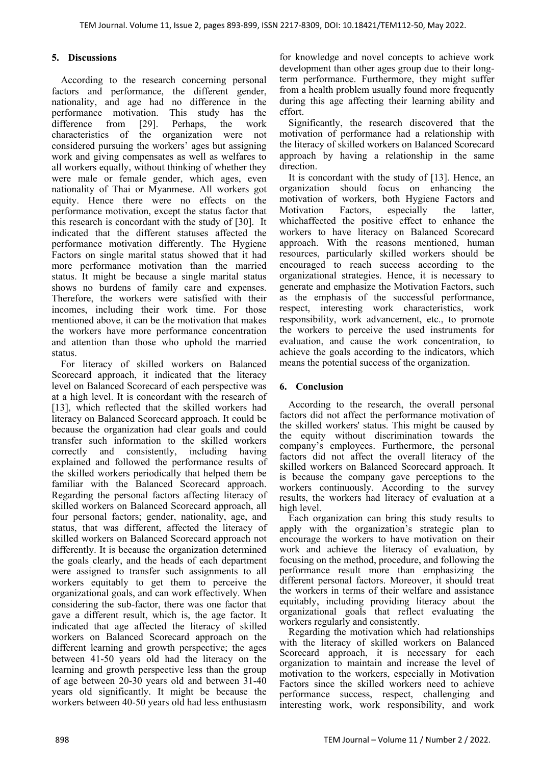## 5. Discussions

According to the research concerning personal factors and performance, the different gender, nationality, and age had no difference in the performance motivation. This study has the difference from [29]. Perhaps, the work characteristics of the organization were not considered pursuing the workers' ages but assigning work and giving compensates as well as welfares to all workers equally, without thinking of whether they were male or female gender, which ages, even nationality of Thai or Myanmese. All workers got equity. Hence there were no effects on the performance motivation, except the status factor that this research is concordant with the study of [30]. It indicated that the different statuses affected the performance motivation differently. The Hygiene Factors on single marital status showed that it had more performance motivation than the married status. It might be because a single marital status shows no burdens of family care and expenses. Therefore, the workers were satisfied with their incomes, including their work time. For those mentioned above, it can be the motivation that makes the workers have more performance concentration and attention than those who uphold the married status.

For literacy of skilled workers on Balanced Scorecard approach, it indicated that the literacy level on Balanced Scorecard of each perspective was at a high level. It is concordant with the research of [13], which reflected that the skilled workers had literacy on Balanced Scorecard approach. It could be because the organization had clear goals and could transfer such information to the skilled workers correctly and consistently, including having explained and followed the performance results of the skilled workers periodically that helped them be familiar with the Balanced Scorecard approach. Regarding the personal factors affecting literacy of skilled workers on Balanced Scorecard approach, all four personal factors; gender, nationality, age, and status, that was different, affected the literacy of skilled workers on Balanced Scorecard approach not differently. It is because the organization determined the goals clearly, and the heads of each department were assigned to transfer such assignments to all workers equitably to get them to perceive the organizational goals, and can work effectively. When considering the sub-factor, there was one factor that gave a different result, which is, the age factor. It indicated that age affected the literacy of skilled workers on Balanced Scorecard approach on the different learning and growth perspective; the ages between 41-50 years old had the literacy on the learning and growth perspective less than the group of age between 20-30 years old and between 31-40 years old significantly. It might be because the workers between 40-50 years old had less enthusiasm for knowledge and novel concepts to achieve work development than other ages group due to their long-term performance. Furthermore, they might suffer from a health problem usually found more frequently during this age affecting their learning ability and effort.

Significantly, the research discovered that the motivation of performance had a relationship with the literacy of skilled workers on Balanced Scorecard approach by having a relationship in the same direction.

It is concordant with the study of [13]. Hence, an organization should focus on enhancing the motivation of workers, both Hygiene Factors and Motivation Factors, especially the latter, whichaffected the positive effect to enhance the workers to have literacy on Balanced Scorecard approach. With the reasons mentioned, human resources, particularly skilled workers should be encouraged to reach success according to the organizational strategies. Hence, it is necessary to generate and emphasize the Motivation Factors, such as the emphasis of the successful performance, respect, interesting work characteristics, work responsibility, work advancement, etc., to promote the workers to perceive the used instruments for evaluation, and cause the work concentration, to achieve the goals according to the indicators, which means the potential success of the organization.

## 6. Conclusion

According to the research, the overall personal factors did not affect the performance motivation of the skilled workers' status. This might be caused by the equity without discrimination towards the company's employees. Furthermore, the personal factors did not affect the overall literacy of the skilled workers on Balanced Scorecard approach. It is because the company gave perceptions to the workers continuously. According to the survey results, the workers had literacy of evaluation at a high level.

Each organization can bring this study results to apply with the organization's strategic plan to encourage the workers to have motivation on their work and achieve the literacy of evaluation, by focusing on the method, procedure, and following the performance result more than emphasizing the different personal factors. Moreover, it should treat the workers in terms of their welfare and assistance equitably, including providing literacy about the organizational goals that reflect evaluating the workers regularly and consistently.

Regarding the motivation which had relationships with the literacy of skilled workers on Balanced Scorecard approach, it is necessary for each organization to maintain and increase the level of motivation to the workers, especially in Motivation Factors since the skilled workers need to achieve performance success, respect, challenging and interesting work, work responsibility, and work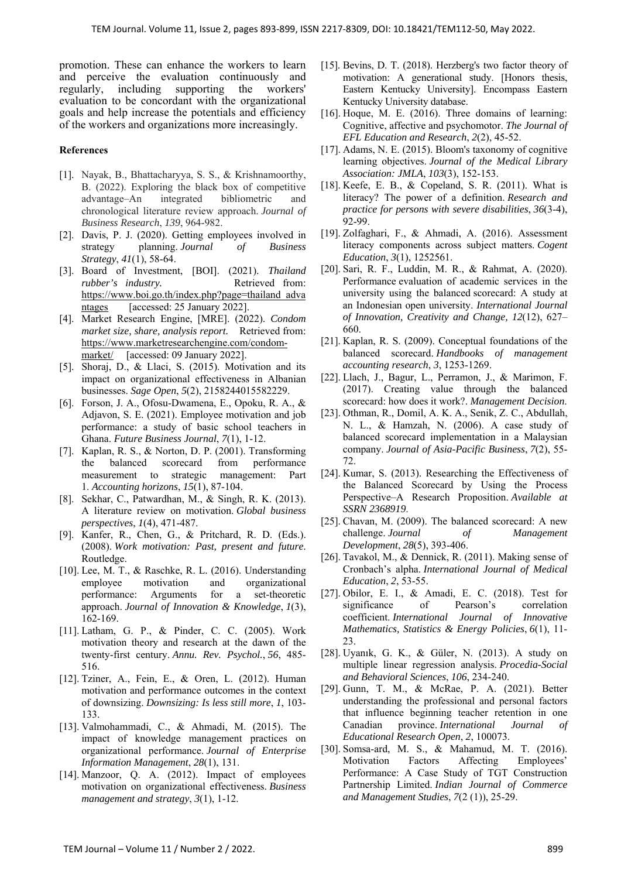promotion. These can enhance the workers to learn and perceive the evaluation continuously and regularly, including supporting the workers' evaluation to be concordant with the organizational goals and help increase the potentials and efficiency of the workers and organizations more increasingly.

### References

[1]. Nayak, B., Bhattacharyya, S. S., & Krishnamoorthy, B. (2022). Exploring the black box of competitive advantage–An integrated bibliometric and chronological literature review approach. *Journal of Business Research*, *139*, 964-982.

[2]. Davis, P. J. (2020). Getting employees involved in strategy planning. *Journal of Business Strategy*, *41*(1), 58-64.

[3]. Board of Investment, [BOI]. (2021). *Thailand rubber's industry.* Retrieved from: https://www.boi.go.th/index.php?page=thailand_advantages [accessed: 25 January 2022].

[4]. Market Research Engine, [MRE]. (2022). *Condom market size, share, analysis report.* Retrieved from: https://www.marketresearchengine.com/condom-market/ [accessed: 09 January 2022].

[5]. Shoraj, D., & Llaci, S. (2015). Motivation and its impact on organizational effectiveness in Albanian businesses. *Sage Open*, *5*(2), 2158244015582229.

[6]. Forson, J. A., Ofosu-Dwamena, E., Opoku, R. A., & Adjavon, S. E. (2021). Employee motivation and job performance: a study of basic school teachers in Ghana. *Future Business Journal*, *7*(1), 1-12.

[7]. Kaplan, R. S., & Norton, D. P. (2001). Transforming the balanced scorecard from performance measurement to strategic management: Part 1. *Accounting horizons*, *15*(1), 87-104.

[8]. Sekhar, C., Patwardhan, M., & Singh, R. K. (2013). A literature review on motivation. *Global business perspectives*, *1*(4), 471-487.

[9]. Kanfer, R., Chen, G., & Pritchard, R. D. (Eds.). (2008). *Work motivation: Past, present and future*. Routledge.

[10]. Lee, M. T., & Raschke, R. L. (2016). Understanding employee motivation and organizational performance: Arguments for a set-theoretic approach. *Journal of Innovation & Knowledge*, *1*(3), 162-169.

[11]. Latham, G. P., & Pinder, C. C. (2005). Work motivation theory and research at the dawn of the twenty-first century. *Annu. Rev. Psychol.*, *56*, 485-516.

[12]. Tziner, A., Fein, E., & Oren, L. (2012). Human motivation and performance outcomes in the context of downsizing. *Downsizing: Is less still more*, *1*, 103-133.

[13]. Valmohammadi, C., & Ahmadi, M. (2015). The impact of knowledge management practices on organizational performance. *Journal of Enterprise Information Management*, *28*(1), 131.

[14]. Manzoor, Q. A. (2012). Impact of employees motivation on organizational effectiveness. *Business management and strategy*, *3*(1), 1-12.

[15]. Bevins, D. T. (2018). Herzberg's two factor theory of motivation: A generational study. [Honors thesis, Eastern Kentucky University]. Encompass Eastern Kentucky University database.

[16]. Hoque, M. E. (2016). Three domains of learning: Cognitive, affective and psychomotor. *The Journal of EFL Education and Research*, *2*(2), 45-52.

[17]. Adams, N. E. (2015). Bloom's taxonomy of cognitive learning objectives. *Journal of the Medical Library Association: JMLA*, *103*(3), 152-153.

[18]. Keefe, E. B., & Copeland, S. R. (2011). What is literacy? The power of a definition. *Research and practice for persons with severe disabilities*, *36*(3-4), 92-99.

[19]. Zolfaghari, F., & Ahmadi, A. (2016). Assessment literacy components across subject matters. *Cogent Education*, *3*(1), 1252561.

[20]. Sari, R. F., Luddin, M. R., & Rahmat, A. (2020). Performance evaluation of academic services in the university using the balanced scorecard: A study at an Indonesian open university. *International Journal of Innovation, Creativity and Change, 12*(12), 627–660.

[21]. Kaplan, R. S. (2009). Conceptual foundations of the balanced scorecard. *Handbooks of management accounting research*, *3*, 1253-1269.

[22]. Llach, J., Bagur, L., Perramon, J., & Marimon, F. (2017). Creating value through the balanced scorecard: how does it work?. *Management Decision*.

[23]. Othman, R., Domil, A. K. A., Senik, Z. C., Abdullah, N. L., & Hamzah, N. (2006). A case study of balanced scorecard implementation in a Malaysian company. *Journal of Asia-Pacific Business*, *7*(2), 55-72.

[24]. Kumar, S. (2013). Researching the Effectiveness of the Balanced Scorecard by Using the Process Perspective–A Research Proposition. *Available at SSRN 2368919*.

[25]. Chavan, M. (2009). The balanced scorecard: A new challenge. *Journal of Management Development*, *28*(5), 393-406.

[26]. Tavakol, M., & Dennick, R. (2011). Making sense of Cronbach's alpha. *International Journal of Medical Education*, *2*, 53-55.

[27]. Obilor, E. I., & Amadi, E. C. (2018). Test for significance of Pearson's correlation coefficient. *International Journal of Innovative Mathematics, Statistics & Energy Policies*, *6*(1), 11-23.

[28]. Uyanık, G. K., & Güler, N. (2013). A study on multiple linear regression analysis. *Procedia-Social and Behavioral Sciences*, *106*, 234-240.

[29]. Gunn, T. M., & McRae, P. A. (2021). Better understanding the professional and personal factors that influence beginning teacher retention in one Canadian province. *International Journal of Educational Research Open*, *2*, 100073.

[30]. Somsa-ard, M. S., & Mahamud, M. T. (2016). Motivation Factors Affecting Employees' Performance: A Case Study of TGT Construction Partnership Limited. *Indian Journal of Commerce and Management Studies*, *7*(2 (1)), 25-29.